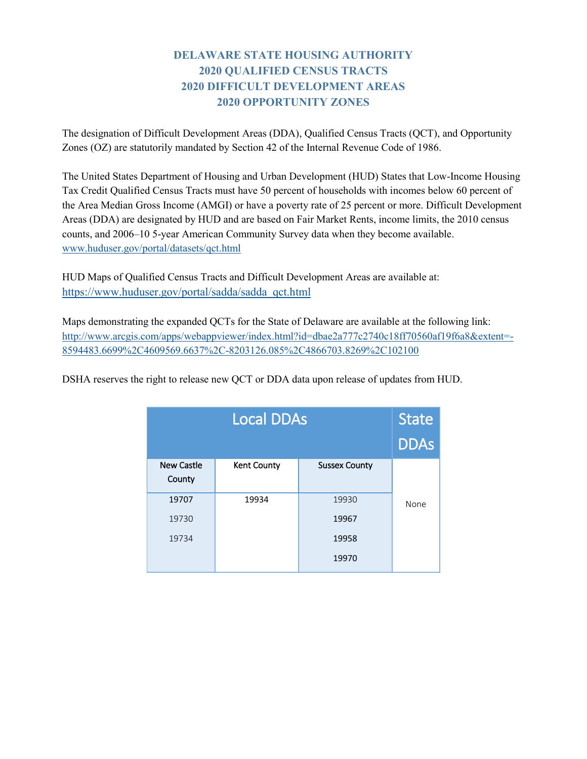# DELAWARE STATE HOUSING AUTHORITY
# 2020 QUALIFIED CENSUS TRACTS
# 2020 DIFFICULT DEVELOPMENT AREAS
# 2020 OPPORTUNITY ZONES

The designation of Difficult Development Areas (DDA), Qualified Census Tracts (QCT), and Opportunity Zones (OZ) are statutorily mandated by Section 42 of the Internal Revenue Code of 1986.

The United States Department of Housing and Urban Development (HUD) States that Low-Income Housing Tax Credit Qualified Census Tracts must have 50 percent of households with incomes below 60 percent of the Area Median Gross Income (AMGI) or have a poverty rate of 25 percent or more. Difficult Development Areas (DDA) are designated by HUD and are based on Fair Market Rents, income limits, the 2010 census counts, and 2006–10 5-year American Community Survey data when they become available. www.huduser.gov/portal/datasets/qct.html

HUD Maps of Qualified Census Tracts and Difficult Development Areas are available at: https://www.huduser.gov/portal/sadda/sadda_qct.html

Maps demonstrating the expanded QCTs for the State of Delaware are available at the following link: http://www.arcgis.com/apps/webappviewer/index.html?id=dbae2a777c2740c18ff70560af19f6a8&extent=-8594483.6699%2C4609569.6637%2C-8203126.085%2C4866703.8269%2C102100

DSHA reserves the right to release new QCT or DDA data upon release of updates from HUD.

| Local DDAs | | | State DDAs |
|---|---|---|---|
| New Castle County | Kent County | Sussex County | |
| 19707 | 19934 | 19930 | None |
| 19730 | | 19967 | |
| 19734 | | 19958 | |
| | | 19970 | |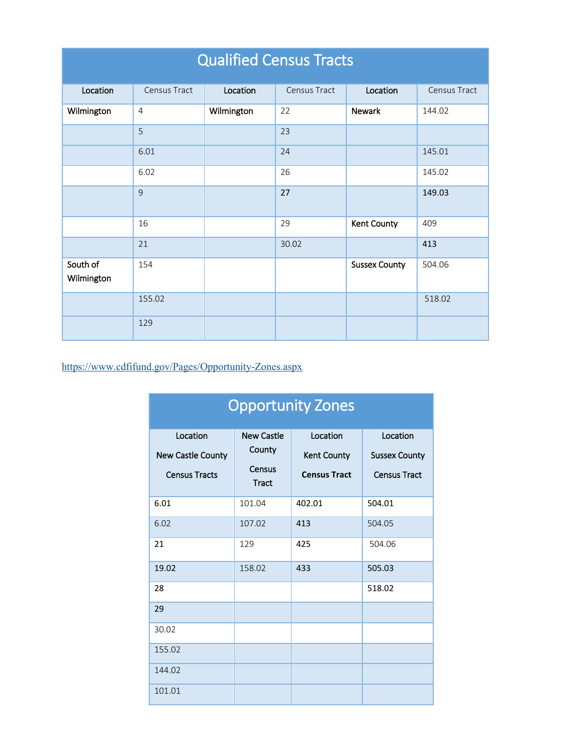## Qualified Census Tracts

| Location | Census Tract | Location | Census Tract | Location | Census Tract |
|---|---|---|---|---|---|
| Wilmington | 4 | Wilmington | 22 | Newark | 144.02 |
| | 5 | | 23 | | |
| | 6.01 | | 24 | | 145.01 |
| | 6.02 | | 26 | | 145.02 |
| | 9 | | 27 | | 149.03 |
| | 16 | | 29 | Kent County | 409 |
| | 21 | | 30.02 | | 413 |
| South of Wilmington | 154 | | | Sussex County | 504.06 |
| | 155.02 | | | | 518.02 |
| | 129 | | | | |

https://www.cdfifund.gov/Pages/Opportunity-Zones.aspx

## Opportunity Zones

| Location New Castle County Census Tracts | New Castle County Census Tract | Location Kent County Census Tract | Location Sussex County Census Tract |
|---|---|---|---|
| 6.01 | 101.04 | 402.01 | 504.01 |
| 6.02 | 107.02 | 413 | 504.05 |
| 21 | 129 | 425 | 504.06 |
| 19.02 | 158.02 | 433 | 505.03 |
| 28 | | | 518.02 |
| 29 | | | |
| 30.02 | | | |
| 155.02 | | | |
| 144.02 | | | |
| 101.01 | | | |